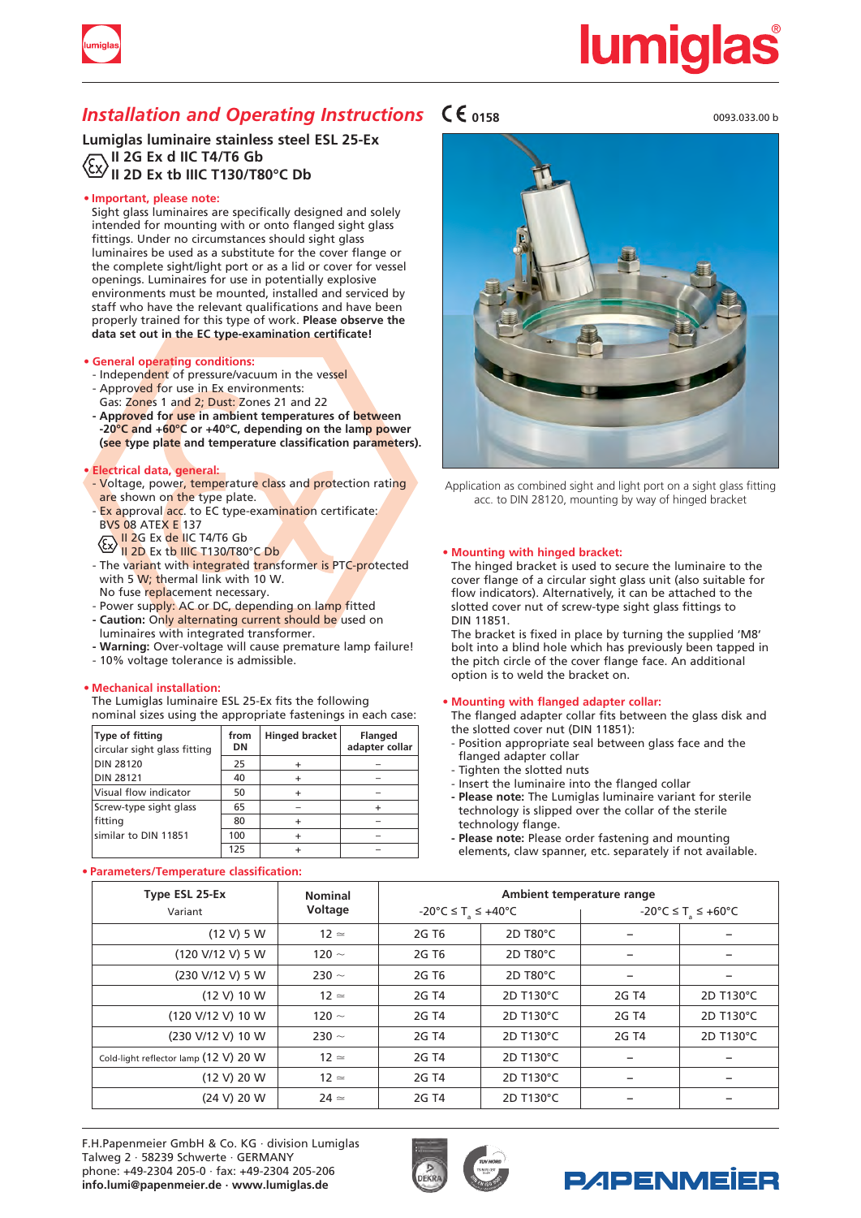# Installation and Operating Instructions

CE 0158

0093.033.00 b

## Lumiglas luminaire stainless steel ESL 25-Ex

**II 2G Ex d IIC T4/T6 Gb**
**II 2D Ex tb IIIC T130/T80°C Db**

### • Important, please note:

Sight glass luminaires are specifically designed and solely intended for mounting with or onto flanged sight glass fittings. Under no circumstances should sight glass luminaires be used as a substitute for the cover flange or the complete sight/light port or as a lid or cover for vessel openings. Luminaires for use in potentially explosive environments must be mounted, installed and serviced by staff who have the relevant qualifications and have been properly trained for this type of work. **Please observe the data set out in the EC type-examination certificate!**

### • General operating conditions:

- Independent of pressure/vacuum in the vessel
- Approved for use in Ex environments:
  Gas: Zones 1 and 2; Dust: Zones 21 and 22
- **Approved for use in ambient temperatures of between -20°C and +60°C or +40°C, depending on the lamp power (see type plate and temperature classification parameters).**

### • Electrical data, general:

- Voltage, power, temperature class and protection rating are shown on the type plate.
- Ex approval acc. to EC type-examination certificate:
  BVS 08 ATEX E 137
  II 2G Ex de IIC T4/T6 Gb
  II 2D Ex tb IIIC T130/T80°C Db
- The variant with integrated transformer is PTC-protected with 5 W; thermal link with 10 W.
  No fuse replacement necessary.
- Power supply: AC or DC, depending on lamp fitted
- **Caution:** Only alternating current should be used on luminaires with integrated transformer.
- **Warning:** Over-voltage will cause premature lamp failure!
- 10% voltage tolerance is admissible.

### • Mechanical installation:

The Lumiglas luminaire ESL 25-Ex fits the following nominal sizes using the appropriate fastenings in each case:

| Type of fitting | from DN | Hinged bracket | Flanged adapter collar |
|---|---|---|---|
| circular sight glass fitting | | | |
| DIN 28120 | 25 | + | – |
| DIN 28121 | 40 | + | – |
| Visual flow indicator | 50 | + | – |
| Screw-type sight glass | 65 | – | + |
| fitting | 80 | + | – |
| similar to DIN 11851 | 100 | + | – |
| | 125 | + | – |

Application as combined sight and light port on a sight glass fitting acc. to DIN 28120, mounting by way of hinged bracket

### • Mounting with hinged bracket:

The hinged bracket is used to secure the luminaire to the cover flange of a circular sight glass unit (also suitable for flow indicators). Alternatively, it can be attached to the slotted cover nut of screw-type sight glass fittings to DIN 11851.
The bracket is fixed in place by turning the supplied 'M8' bolt into a blind hole which has previously been tapped in the pitch circle of the cover flange face. An additional option is to weld the bracket on.

### • Mounting with flanged adapter collar:

The flanged adapter collar fits between the glass disk and the slotted cover nut (DIN 11851):

- Position appropriate seal between glass face and the flanged adapter collar
- Tighten the slotted nuts
- Insert the luminaire into the flanged collar
- **Please note:** The Lumiglas luminaire variant for sterile technology is slipped over the collar of the sterile technology flange.
- **Please note:** Please order fastening and mounting elements, claw spanner, etc. separately if not available.

### • Parameters/Temperature classification:

| Type ESL 25-Ex Variant | Nominal Voltage | Ambient temperature range -20°C ≤ $T_a$ ≤ +40°C | | -20°C ≤ $T_a$ ≤ +60°C | |
|---|---|---|---|---|---|
| (12 V) 5 W | 12 ≃ | 2G T6 | 2D T80°C | – | – |
| (120 V/12 V) 5 W | 120 ~ | 2G T6 | 2D T80°C | – | – |
| (230 V/12 V) 5 W | 230 ~ | 2G T6 | 2D T80°C | – | – |
| (12 V) 10 W | 12 ≃ | 2G T4 | 2D T130°C | 2G T4 | 2D T130°C |
| (120 V/12 V) 10 W | 120 ~ | 2G T4 | 2D T130°C | 2G T4 | 2D T130°C |
| (230 V/12 V) 10 W | 230 ~ | 2G T4 | 2D T130°C | 2G T4 | 2D T130°C |
| Cold-light reflector lamp (12 V) 20 W | 12 ≃ | 2G T4 | 2D T130°C | – | – |
| (12 V) 20 W | 12 ≃ | 2G T4 | 2D T130°C | – | – |
| (24 V) 20 W | 24 ≃ | 2G T4 | 2D T130°C | – | – |

F.H.Papenmeier GmbH & Co. KG · division Lumiglas
Talweg 2 · 58239 Schwerte · GERMANY
phone: +49-2304 205-0 · fax: +49-2304 205-206
**info.lumi@papenmeier.de · www.lumiglas.de**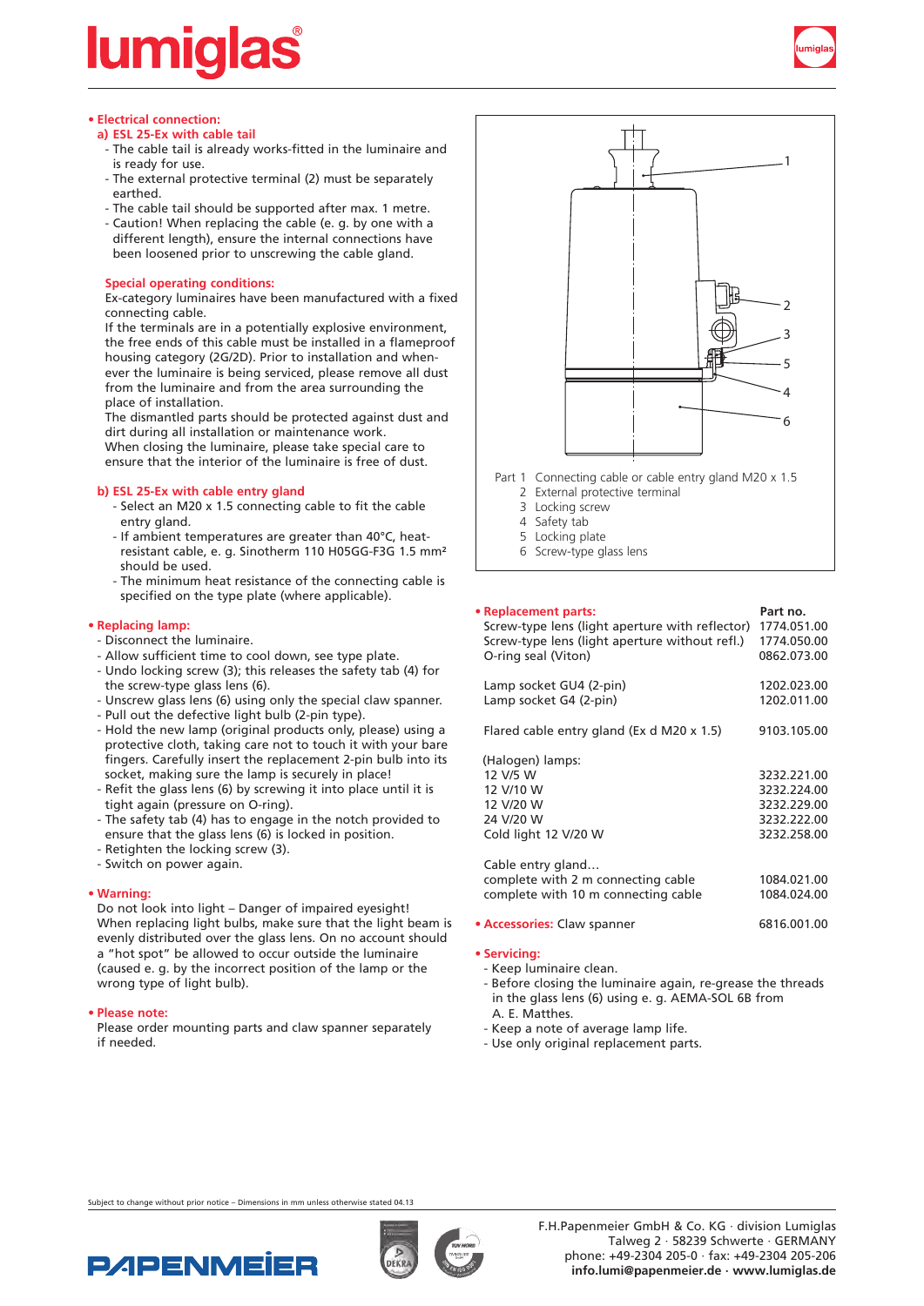## • Electrical connection:

### a) ESL 25-Ex with cable tail

- The cable tail is already works-fitted in the luminaire and is ready for use.
- The external protective terminal (2) must be separately earthed.
- The cable tail should be supported after max. 1 metre.
- Caution! When replacing the cable (e. g. by one with a different length), ensure the internal connections have been loosened prior to unscrewing the cable gland.

**Special operating conditions:**

Ex-category luminaires have been manufactured with a fixed connecting cable.
If the terminals are in a potentially explosive environment, the free ends of this cable must be installed in a flameproof housing category (2G/2D). Prior to installation and whenever the luminaire is being serviced, please remove all dust from the luminaire and from the area surrounding the place of installation.
The dismantled parts should be protected against dust and dirt during all installation or maintenance work.
When closing the luminaire, please take special care to ensure that the interior of the luminaire is free of dust.

### b) ESL 25-Ex with cable entry gland

- Select an M20 x 1.5 connecting cable to fit the cable entry gland.
- If ambient temperatures are greater than 40°C, heat-resistant cable, e. g. Sinotherm 110 H05GG-F3G 1.5 mm² should be used.
- The minimum heat resistance of the connecting cable is specified on the type plate (where applicable).

## • Replacing lamp:

- Disconnect the luminaire.
- Allow sufficient time to cool down, see type plate.
- Undo locking screw (3); this releases the safety tab (4) for the screw-type glass lens (6).
- Unscrew glass lens (6) using only the special claw spanner.
- Pull out the defective light bulb (2-pin type).
- Hold the new lamp (original products only, please) using a protective cloth, taking care not to touch it with your bare fingers. Carefully insert the replacement 2-pin bulb into its socket, making sure the lamp is securely in place!
- Refit the glass lens (6) by screwing it into place until it is tight again (pressure on O-ring).
- The safety tab (4) has to engage in the notch provided to ensure that the glass lens (6) is locked in position.
- Retighten the locking screw (3).
- Switch on power again.

## • Warning:

Do not look into light – Danger of impaired eyesight!
When replacing light bulbs, make sure that the light beam is evenly distributed over the glass lens. On no account should a "hot spot" be allowed to occur outside the luminaire (caused e. g. by the incorrect position of the lamp or the wrong type of light bulb).

## • Please note:

Please order mounting parts and claw spanner separately if needed.

1
2
3
5
4
6

Part 1 Connecting cable or cable entry gland M20 x 1.5
2 External protective terminal
3 Locking screw
4 Safety tab
5 Locking plate
6 Screw-type glass lens

## • Replacement parts:

| | Part no. |
|---|---|
| Screw-type lens (light aperture with reflector) | 1774.051.00 |
| Screw-type lens (light aperture without refl.) | 1774.050.00 |
| O-ring seal (Viton) | 0862.073.00 |
| Lamp socket GU4 (2-pin) | 1202.023.00 |
| Lamp socket G4 (2-pin) | 1202.011.00 |
| Flared cable entry gland (Ex d M20 x 1.5) | 9103.105.00 |
| (Halogen) lamps: | |
| 12 V/5 W | 3232.221.00 |
| 12 V/10 W | 3232.224.00 |
| 12 V/20 W | 3232.229.00 |
| 24 V/20 W | 3232.222.00 |
| Cold light 12 V/20 W | 3232.258.00 |
| Cable entry gland… | |
| complete with 2 m connecting cable | 1084.021.00 |
| complete with 10 m connecting cable | 1084.024.00 |

**• Accessories:** Claw spanner 6816.001.00

## • Servicing:

- Keep luminaire clean.
- Before closing the luminaire again, re-grease the threads in the glass lens (6) using e. g. AEMA-SOL 6B from A. E. Matthes.
- Keep a note of average lamp life.
- Use only original replacement parts.

Subject to change without prior notice – Dimensions in mm unless otherwise stated 04.13

F.H.Papenmeier GmbH & Co. KG · division Lumiglas
Talweg 2 · 58239 Schwerte · GERMANY
phone: +49-2304 205-0 · fax: +49-2304 205-206
**info.lumi@papenmeier.de · www.lumiglas.de**